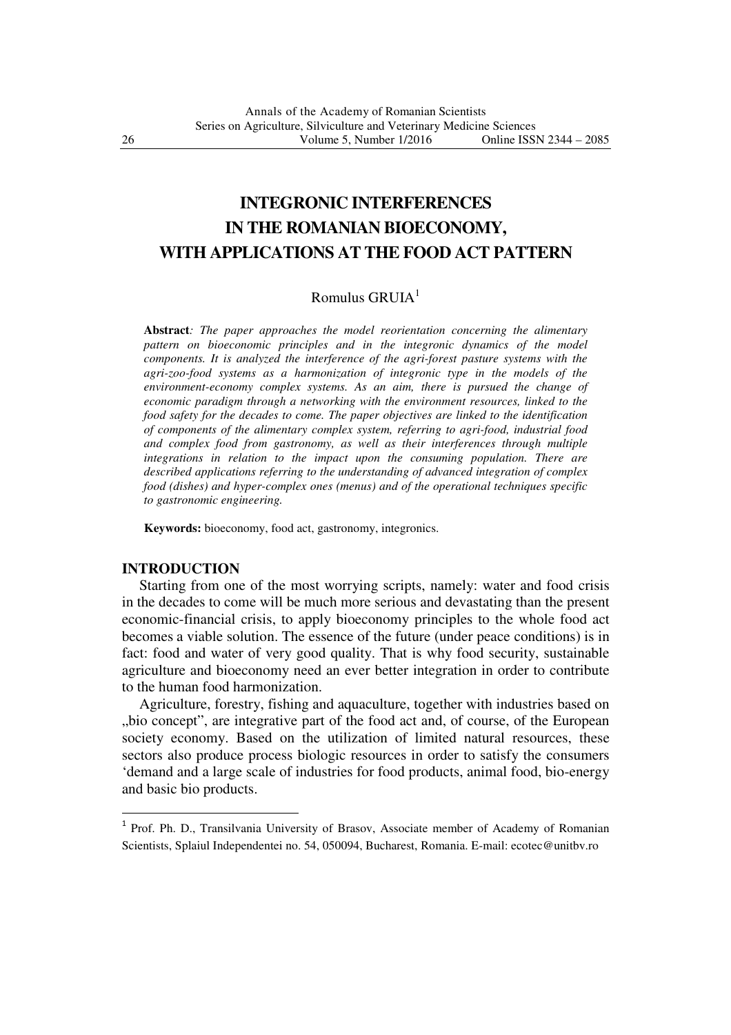# INTEGRONIC INTERFERENCES IN THE ROMANIAN BIOECONOMY, WITH APPLICATIONS AT THE FOOD ACT PATTERN

Romulus GRUIA[1]

**Abstract**: *The paper approaches the model reorientation concerning the alimentary pattern on bioeconomic principles and in the integronic dynamics of the model components. It is analyzed the interference of the agri-forest pasture systems with the agri-zoo-food systems as a harmonization of integronic type in the models of the environment-economy complex systems. As an aim, there is pursued the change of economic paradigm through a networking with the environment resources, linked to the food safety for the decades to come. The paper objectives are linked to the identification of components of the alimentary complex system, referring to agri-food, industrial food and complex food from gastronomy, as well as their interferences through multiple integrations in relation to the impact upon the consuming population. There are described applications referring to the understanding of advanced integration of complex food (dishes) and hyper-complex ones (menus) and of the operational techniques specific to gastronomic engineering.*

**Keywords:** bioeconomy, food act, gastronomy, integronics.

## INTRODUCTION

Starting from one of the most worrying scripts, namely: water and food crisis in the decades to come will be much more serious and devastating than the present economic-financial crisis, to apply bioeconomy principles to the whole food act becomes a viable solution. The essence of the future (under peace conditions) is in fact: food and water of very good quality. That is why food security, sustainable agriculture and bioeconomy need an ever better integration in order to contribute to the human food harmonization.

Agriculture, forestry, fishing and aquaculture, together with industries based on „bio concept", are integrative part of the food act and, of course, of the European society economy. Based on the utilization of limited natural resources, these sectors also produce process biologic resources in order to satisfy the consumers 'demand and a large scale of industries for food products, animal food, bio-energy and basic bio products.

---

[1] Prof. Ph. D., Transilvania University of Brasov, Associate member of Academy of Romanian Scientists, Splaiul Independentei no. 54, 050094, Bucharest, Romania. E-mail: ecotec@unitbv.ro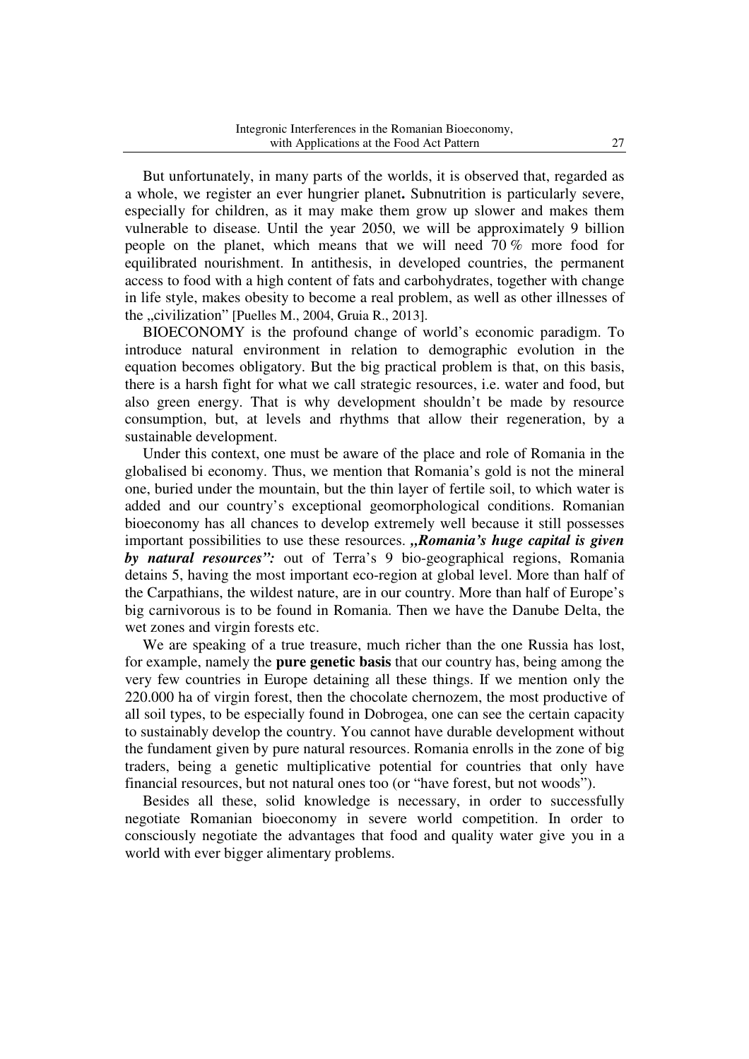But unfortunately, in many parts of the worlds, it is observed that, regarded as a whole, we register an ever hungrier planet**.** Subnutrition is particularly severe, especially for children, as it may make them grow up slower and makes them vulnerable to disease. Until the year 2050, we will be approximately 9 billion people on the planet, which means that we will need 70 % more food for equilibrated nourishment. In antithesis, in developed countries, the permanent access to food with a high content of fats and carbohydrates, together with change in life style, makes obesity to become a real problem, as well as other illnesses of the „civilization" [Puelles M., 2004, Gruia R., 2013].

BIOECONOMY is the profound change of world's economic paradigm. To introduce natural environment in relation to demographic evolution in the equation becomes obligatory. But the big practical problem is that, on this basis, there is a harsh fight for what we call strategic resources, i.e. water and food, but also green energy. That is why development shouldn't be made by resource consumption, but, at levels and rhythms that allow their regeneration, by a sustainable development.

Under this context, one must be aware of the place and role of Romania in the globalised bi economy. Thus, we mention that Romania's gold is not the mineral one, buried under the mountain, but the thin layer of fertile soil, to which water is added and our country's exceptional geomorphological conditions. Romanian bioeconomy has all chances to develop extremely well because it still possesses important possibilities to use these resources. ***„Romania's huge capital is given by natural resources":*** out of Terra's 9 bio-geographical regions, Romania detains 5, having the most important eco-region at global level. More than half of the Carpathians, the wildest nature, are in our country. More than half of Europe's big carnivorous is to be found in Romania. Then we have the Danube Delta, the wet zones and virgin forests etc.

We are speaking of a true treasure, much richer than the one Russia has lost, for example, namely the **pure genetic basis** that our country has, being among the very few countries in Europe detaining all these things. If we mention only the 220.000 ha of virgin forest, then the chocolate chernozem, the most productive of all soil types, to be especially found in Dobrogea, one can see the certain capacity to sustainably develop the country. You cannot have durable development without the fundament given by pure natural resources. Romania enrolls in the zone of big traders, being a genetic multiplicative potential for countries that only have financial resources, but not natural ones too (or "have forest, but not woods").

Besides all these, solid knowledge is necessary, in order to successfully negotiate Romanian bioeconomy in severe world competition. In order to consciously negotiate the advantages that food and quality water give you in a world with ever bigger alimentary problems.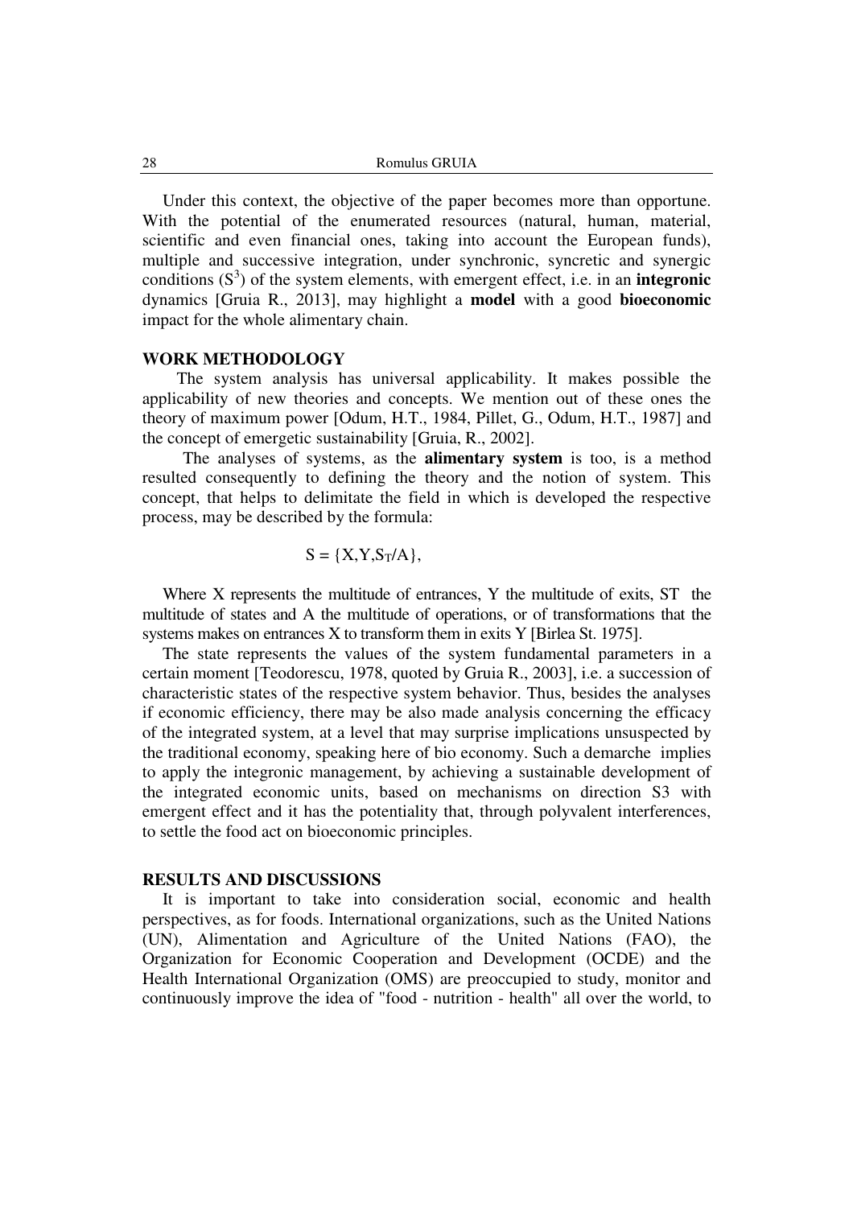Under this context, the objective of the paper becomes more than opportune. With the potential of the enumerated resources (natural, human, material, scientific and even financial ones, taking into account the European funds), multiple and successive integration, under synchronic, syncretic and synergic conditions ($S^3$) of the system elements, with emergent effect, i.e. in an **integronic** dynamics [Gruia R., 2013], may highlight a **model** with a good **bioeconomic** impact for the whole alimentary chain.

## WORK METHODOLOGY

The system analysis has universal applicability. It makes possible the applicability of new theories and concepts. We mention out of these ones the theory of maximum power [Odum, H.T., 1984, Pillet, G., Odum, H.T., 1987] and the concept of emergetic sustainability [Gruia, R., 2002].

The analyses of systems, as the **alimentary system** is too, is a method resulted consequently to defining the theory and the notion of system. This concept, that helps to delimitate the field in which is developed the respective process, may be described by the formula:

$$S = \{X, Y, S_T/A\},$$

Where X represents the multitude of entrances, Y the multitude of exits, ST the multitude of states and A the multitude of operations, or of transformations that the systems makes on entrances X to transform them in exits Y [Birlea St. 1975].

The state represents the values of the system fundamental parameters in a certain moment [Teodorescu, 1978, quoted by Gruia R., 2003], i.e. a succession of characteristic states of the respective system behavior. Thus, besides the analyses if economic efficiency, there may be also made analysis concerning the efficacy of the integrated system, at a level that may surprise implications unsuspected by the traditional economy, speaking here of bio economy. Such a demarche implies to apply the integronic management, by achieving a sustainable development of the integrated economic units, based on mechanisms on direction S3 with emergent effect and it has the potentiality that, through polyvalent interferences, to settle the food act on bioeconomic principles.

## RESULTS AND DISCUSSIONS

It is important to take into consideration social, economic and health perspectives, as for foods. International organizations, such as the United Nations (UN), Alimentation and Agriculture of the United Nations (FAO), the Organization for Economic Cooperation and Development (OCDE) and the Health International Organization (OMS) are preoccupied to study, monitor and continuously improve the idea of "food - nutrition - health" all over the world, to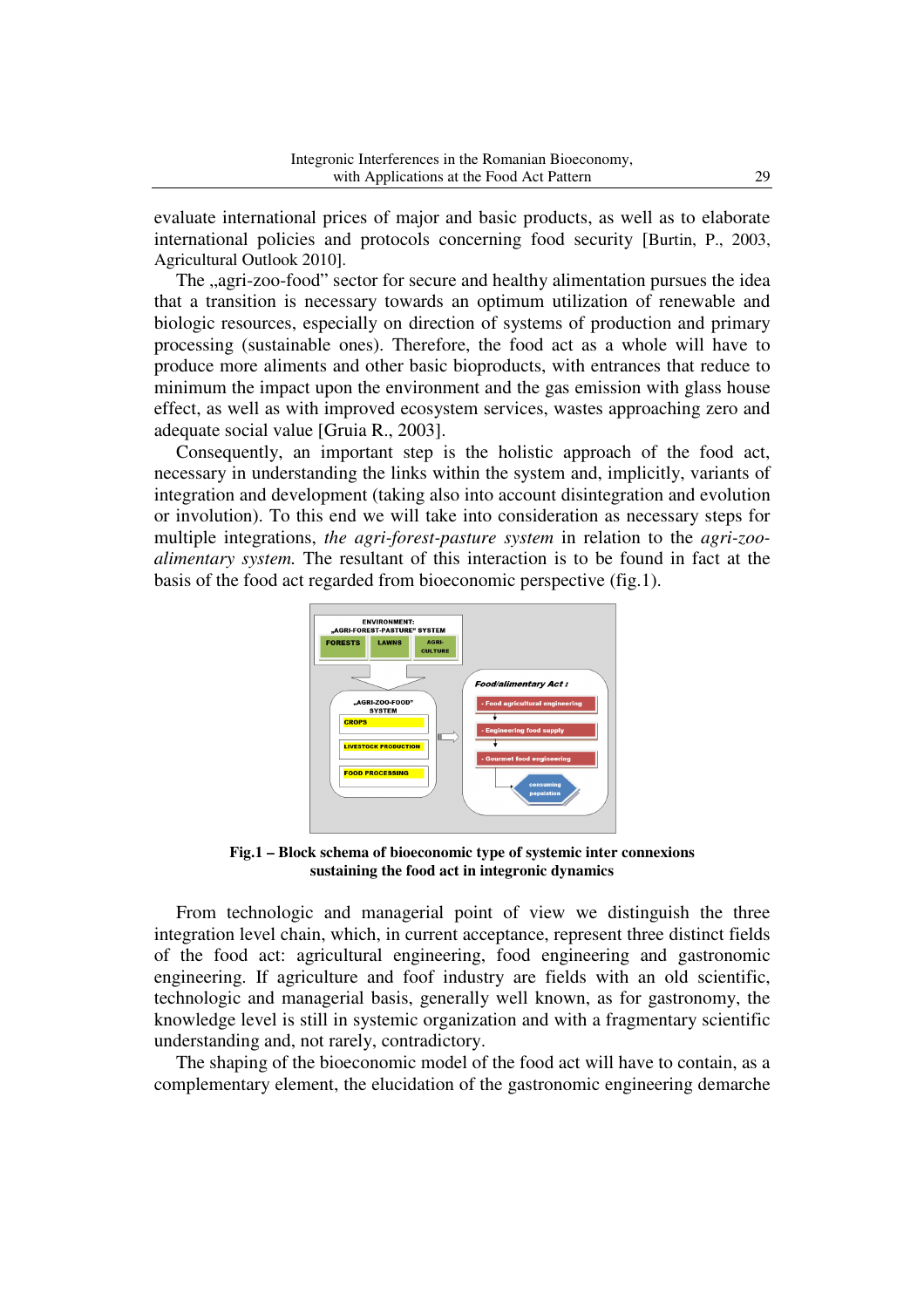evaluate international prices of major and basic products, as well as to elaborate international policies and protocols concerning food security [Burtin, P., 2003, Agricultural Outlook 2010].

The „agri-zoo-food" sector for secure and healthy alimentation pursues the idea that a transition is necessary towards an optimum utilization of renewable and biologic resources, especially on direction of systems of production and primary processing (sustainable ones). Therefore, the food act as a whole will have to produce more aliments and other basic bioproducts, with entrances that reduce to minimum the impact upon the environment and the gas emission with glass house effect, as well as with improved ecosystem services, wastes approaching zero and adequate social value [Gruia R., 2003].

Consequently, an important step is the holistic approach of the food act, necessary in understanding the links within the system and, implicitly, variants of integration and development (taking also into account disintegration and evolution or involution). To this end we will take into consideration as necessary steps for multiple integrations, *the agri-forest-pasture system* in relation to the *agri-zoo-alimentary system.* The resultant of this interaction is to be found in fact at the basis of the food act regarded from bioeconomic perspective (fig.1).

**Fig.1 – Block schema of bioeconomic type of systemic inter connexions sustaining the food act in integronic dynamics**

From technologic and managerial point of view we distinguish the three integration level chain, which, in current acceptance, represent three distinct fields of the food act: agricultural engineering, food engineering and gastronomic engineering. If agriculture and foof industry are fields with an old scientific, technologic and managerial basis, generally well known, as for gastronomy, the knowledge level is still in systemic organization and with a fragmentary scientific understanding and, not rarely, contradictory.

The shaping of the bioeconomic model of the food act will have to contain, as a complementary element, the elucidation of the gastronomic engineering demarche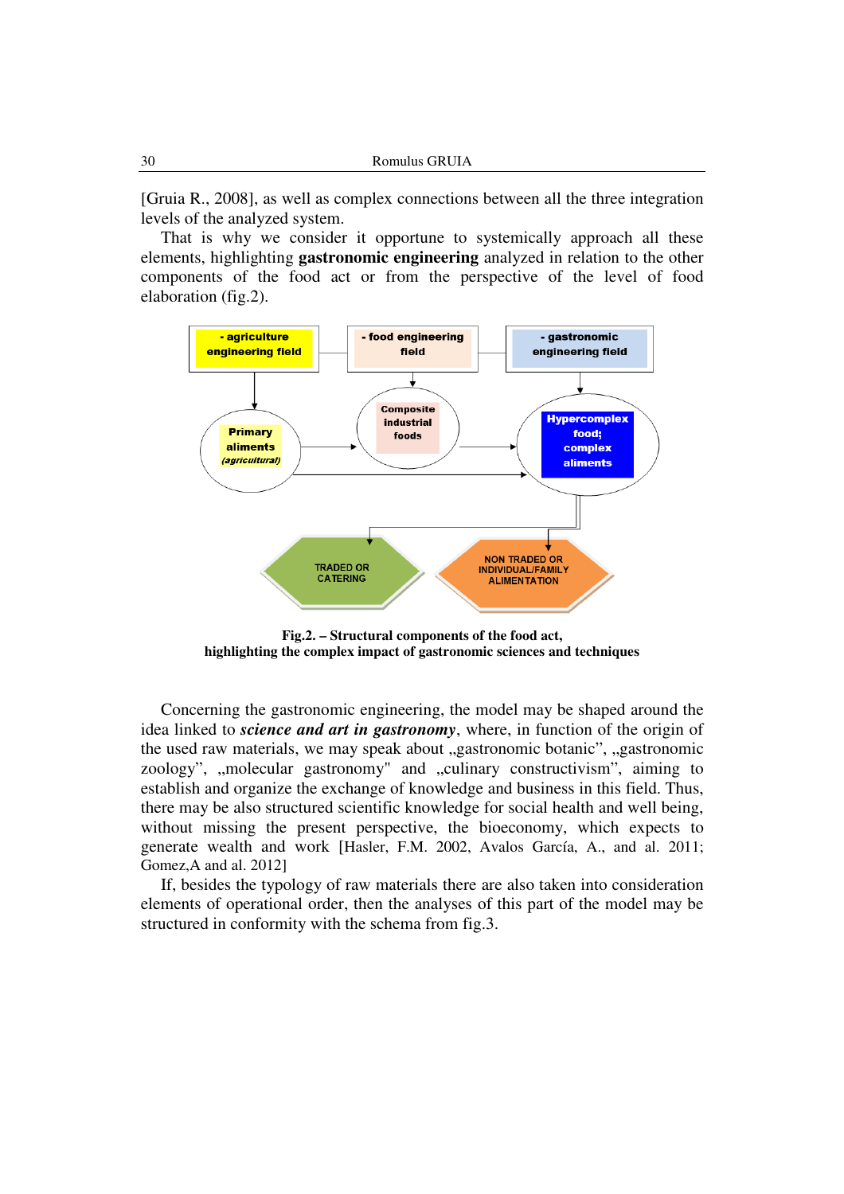[Gruia R., 2008], as well as complex connections between all the three integration levels of the analyzed system.

That is why we consider it opportune to systemically approach all these elements, highlighting **gastronomic engineering** analyzed in relation to the other components of the food act or from the perspective of the level of food elaboration (fig.2).

- agriculture engineering field

- food engineering field

- gastronomic engineering field

Primary aliments (agricultural)

Composite industrial foods

Hypercomplex food; complex aliments

TRADED OR CATERING

NON TRADED OR INDIVIDUAL/FAMILY ALIMENTATION

**Fig.2. – Structural components of the food act, highlighting the complex impact of gastronomic sciences and techniques**

Concerning the gastronomic engineering, the model may be shaped around the idea linked to ***science and art in gastronomy***, where, in function of the origin of the used raw materials, we may speak about „gastronomic botanic", „gastronomic zoology", „molecular gastronomy" and „culinary constructivism", aiming to establish and organize the exchange of knowledge and business in this field. Thus, there may be also structured scientific knowledge for social health and well being, without missing the present perspective, the bioeconomy, which expects to generate wealth and work [Hasler, F.M. 2002, Avalos García, A., and al. 2011; Gomez,A and al. 2012]

If, besides the typology of raw materials there are also taken into consideration elements of operational order, then the analyses of this part of the model may be structured in conformity with the schema from fig.3.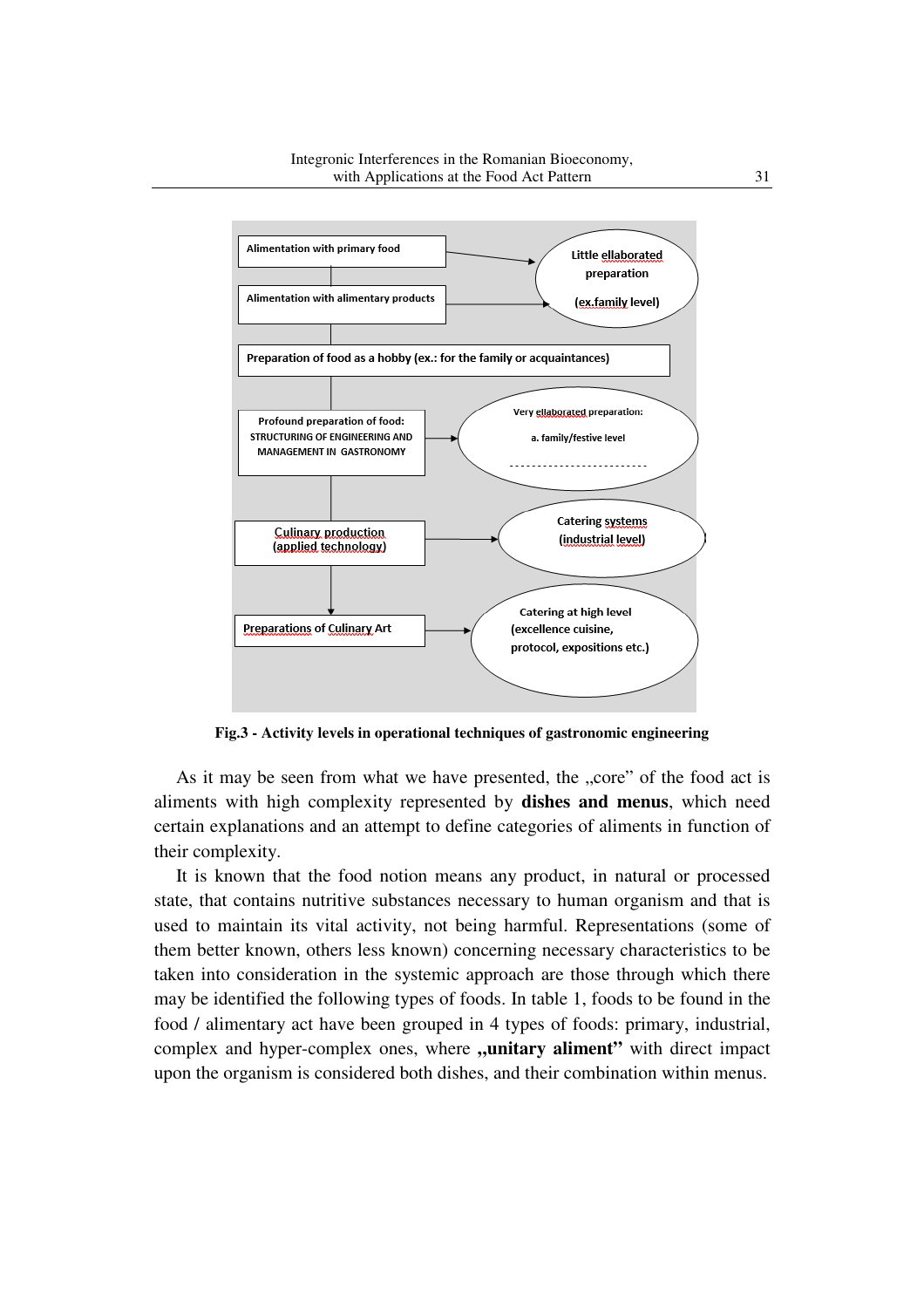Alimentation with primary food

Alimentation with alimentary products

Little ellaborated preparation

(ex.family level)

Preparation of food as a hobby (ex.: for the family or acquaintances)

Profound preparation of food: STRUCTURING OF ENGINEERING AND MANAGEMENT IN GASTRONOMY

Very ellaborated preparation:

a. family/festive level

Culinary production (applied technology)

Catering systems (industrial level)

Preparations of Culinary Art

Catering at high level (excellence cuisine, protocol, expositions etc.)

**Fig.3 - Activity levels in operational techniques of gastronomic engineering**

As it may be seen from what we have presented, the „core" of the food act is aliments with high complexity represented by **dishes and menus**, which need certain explanations and an attempt to define categories of aliments in function of their complexity.

It is known that the food notion means any product, in natural or processed state, that contains nutritive substances necessary to human organism and that is used to maintain its vital activity, not being harmful. Representations (some of them better known, others less known) concerning necessary characteristics to be taken into consideration in the systemic approach are those through which there may be identified the following types of foods. In table 1, foods to be found in the food / alimentary act have been grouped in 4 types of foods: primary, industrial, complex and hyper-complex ones, where **„unitary aliment"** with direct impact upon the organism is considered both dishes, and their combination within menus.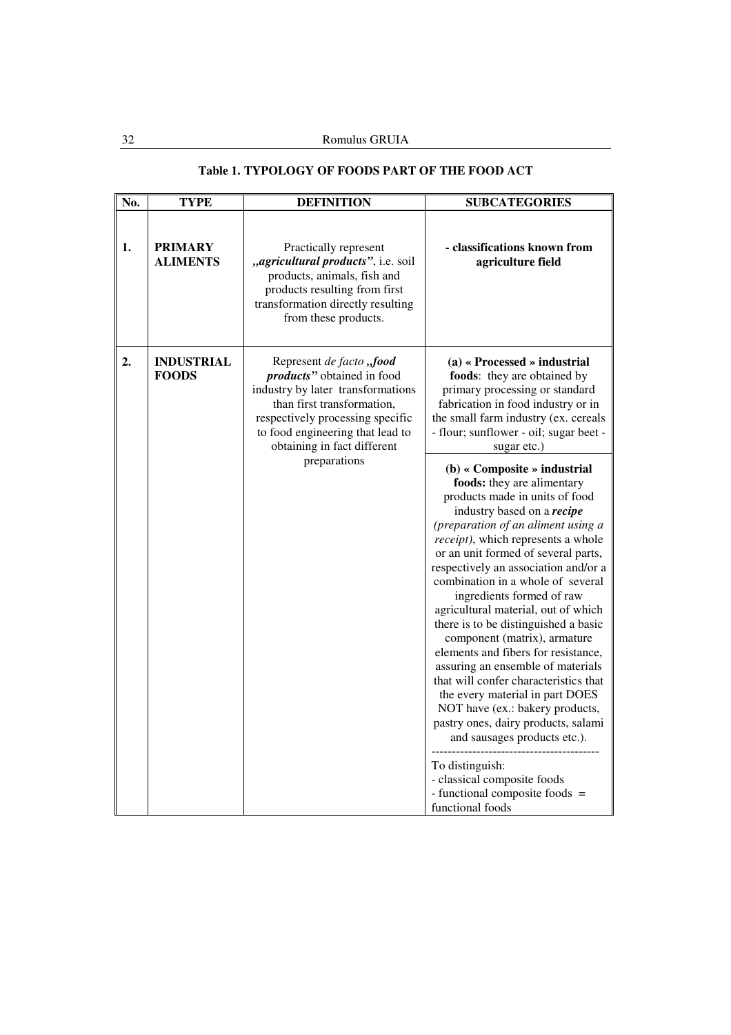**Table 1. TYPOLOGY OF FOODS PART OF THE FOOD ACT**

| No. | TYPE | DEFINITION | SUBCATEGORIES |
|---|---|---|---|
| **1.** | **PRIMARY ALIMENTS** | Practically represent *„agricultural products"*, i.e. soil products, animals, fish and products resulting from first transformation directly resulting from these products. | **- classifications known from agriculture field** |
| **2.** | **INDUSTRIAL FOODS** | Represent *de facto* ***„food products"*** obtained in food industry by later transformations than first transformation, respectively processing specific to food engineering that lead to obtaining in fact different preparations | **(a) « Processed » industrial foods**: they are obtained by primary processing or standard fabrication in food industry or in the small farm industry (ex. cereals - flour; sunflower - oil; sugar beet - sugar etc.) |
| | | | **(b) « Composite » industrial foods:** they are alimentary products made in units of food industry based on a ***recipe*** *(preparation of an aliment using a receipt)*, which represents a whole or an unit formed of several parts, respectively an association and/or a combination in a whole of several ingredients formed of raw agricultural material, out of which there is to be distinguished a basic component (matrix), armature elements and fibers for resistance, assuring an ensemble of materials that will confer characteristics that the every material in part DOES NOT have (ex.: bakery products, pastry ones, dairy products, salami and sausages products etc.).<br>----------------------------------------<br>To distinguish:<br>- classical composite foods<br>- functional composite foods = functional foods |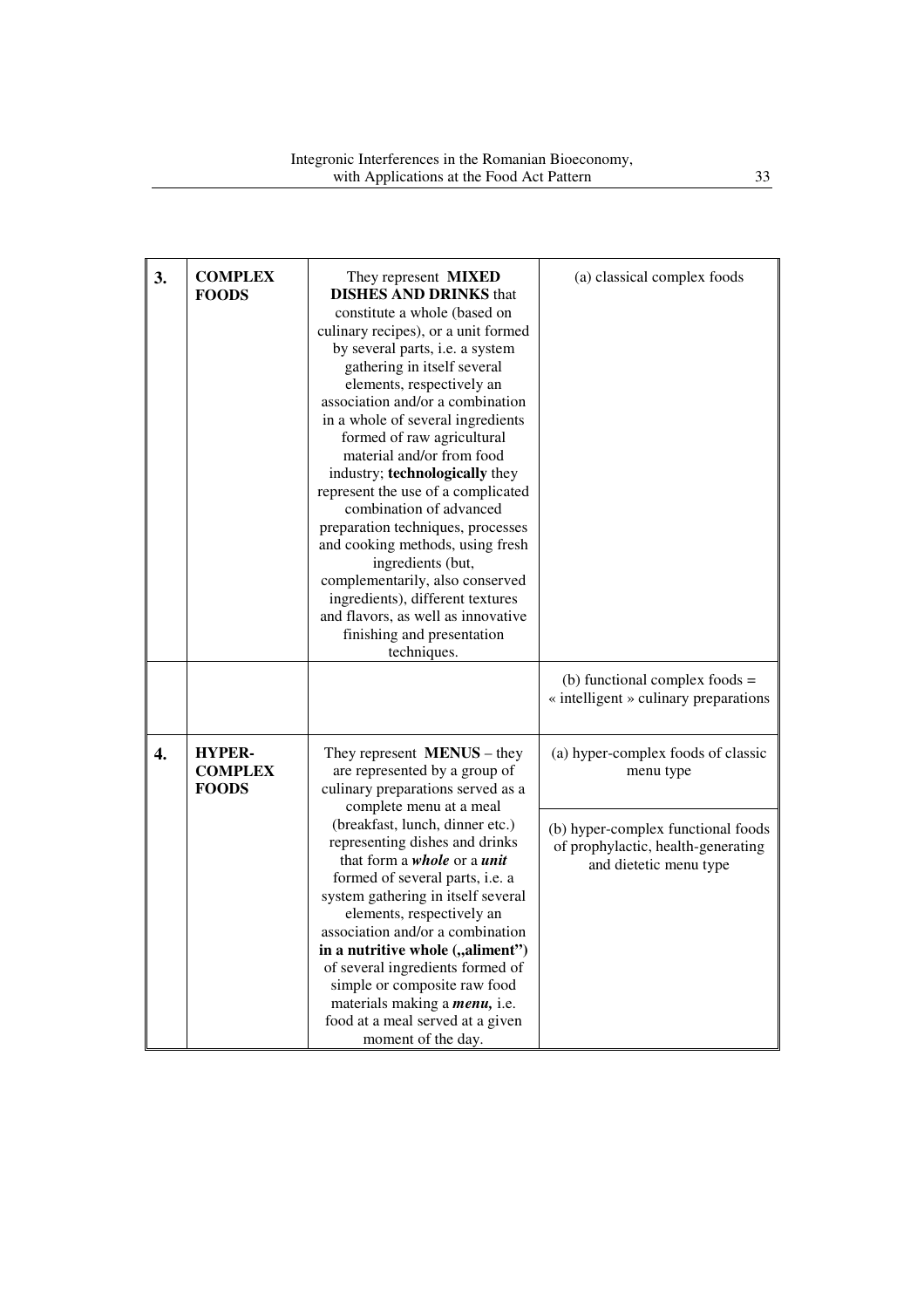| | | | |
|---|---|---|---|
| **3.** | **COMPLEX FOODS** | They represent **MIXED DISHES AND DRINKS** that constitute a whole (based on culinary recipes), or a unit formed by several parts, i.e. a system gathering in itself several elements, respectively an association and/or a combination in a whole of several ingredients formed of raw agricultural material and/or from food industry; **technologically** they represent the use of a complicated combination of advanced preparation techniques, processes and cooking methods, using fresh ingredients (but, complementarily, also conserved ingredients), different textures and flavors, as well as innovative finishing and presentation techniques. | (a) classical complex foods |
| | | | (b) functional complex foods = « intelligent » culinary preparations |
| **4.** | **HYPER-COMPLEX FOODS** | They represent **MENUS** – they are represented by a group of culinary preparations served as a complete menu at a meal (breakfast, lunch, dinner etc.) representing dishes and drinks that form a ***whole*** or a ***unit*** formed of several parts, i.e. a system gathering in itself several elements, respectively an association and/or a combination **in a nutritive whole („aliment")** of several ingredients formed of simple or composite raw food materials making a ***menu,*** i.e. food at a meal served at a given moment of the day. | (a) hyper-complex foods of classic menu type<br><br>(b) hyper-complex functional foods of prophylactic, health-generating and dietetic menu type |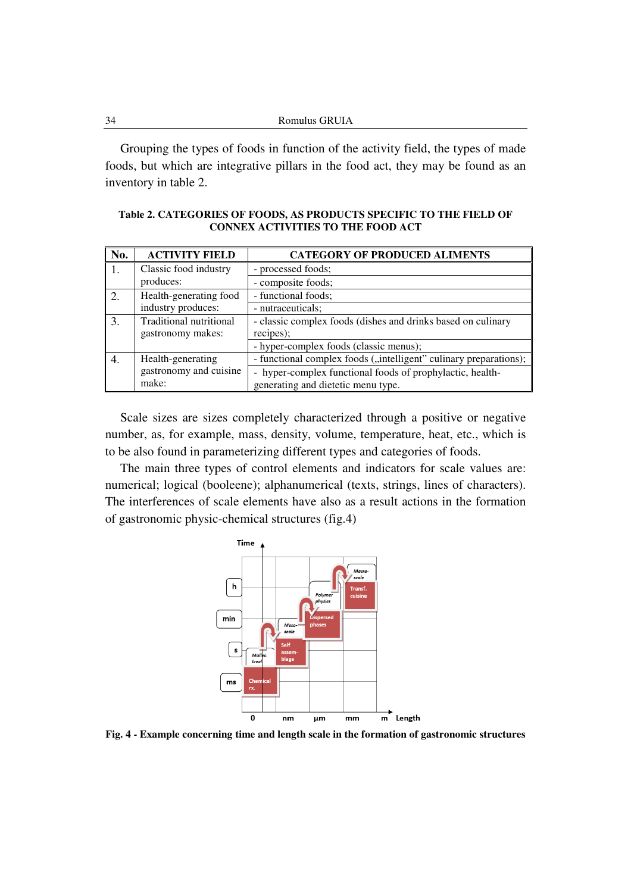Grouping the types of foods in function of the activity field, the types of made foods, but which are integrative pillars in the food act, they may be found as an inventory in table 2.

**Table 2. CATEGORIES OF FOODS, AS PRODUCTS SPECIFIC TO THE FIELD OF CONNEX ACTIVITIES TO THE FOOD ACT**

| No. | ACTIVITY FIELD | CATEGORY OF PRODUCED ALIMENTS |
|---|---|---|
| 1. | Classic food industry produces: | - processed foods; |
| | | - composite foods; |
| 2. | Health-generating food industry produces: | - functional foods; |
| | | - nutraceuticals; |
| 3. | Traditional nutritional gastronomy makes: | - classic complex foods (dishes and drinks based on culinary recipes); |
| | | - hyper-complex foods (classic menus); |
| 4. | Health-generating gastronomy and cuisine make: | - functional complex foods („intelligent" culinary preparations); |
| | | - hyper-complex functional foods of prophylactic, health-generating and dietetic menu type. |

Scale sizes are sizes completely characterized through a positive or negative number, as, for example, mass, density, volume, temperature, heat, etc., which is to be also found in parameterizing different types and categories of foods.

The main three types of control elements and indicators for scale values are: numerical; logical (booleene); alphanumerical (texts, strings, lines of characters). The interferences of scale elements have also as a result actions in the formation of gastronomic physic-chemical structures (fig.4)

**Fig. 4 - Example concerning time and length scale in the formation of gastronomic structures**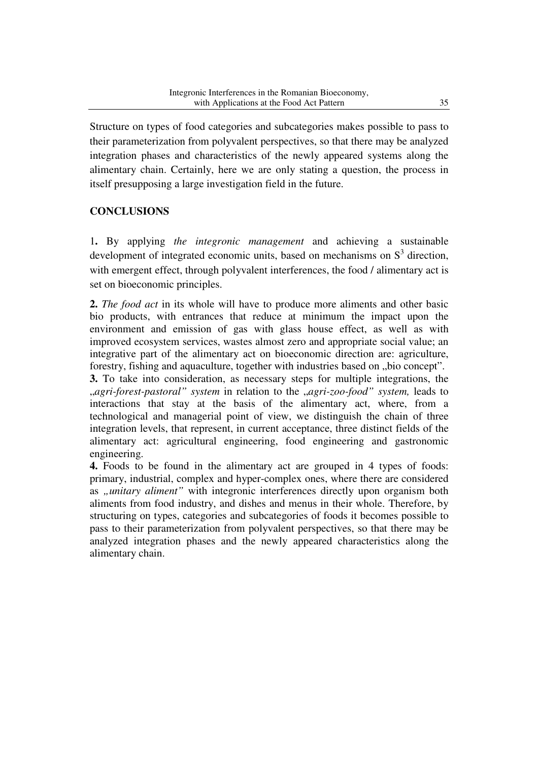Structure on types of food categories and subcategories makes possible to pass to their parameterization from polyvalent perspectives, so that there may be analyzed integration phases and characteristics of the newly appeared systems along the alimentary chain. Certainly, here we are only stating a question, the process in itself presupposing a large investigation field in the future.

## CONCLUSIONS

1**.** By applying *the integronic management* and achieving a sustainable development of integrated economic units, based on mechanisms on $S^3$ direction, with emergent effect, through polyvalent interferences, the food / alimentary act is set on bioeconomic principles.

**2.** *The food act* in its whole will have to produce more aliments and other basic bio products, with entrances that reduce at minimum the impact upon the environment and emission of gas with glass house effect, as well as with improved ecosystem services, wastes almost zero and appropriate social value; an integrative part of the alimentary act on bioeconomic direction are: agriculture, forestry, fishing and aquaculture, together with industries based on „bio concept".

**3.** To take into consideration, as necessary steps for multiple integrations, the *„agri-forest-pastoral" system* in relation to the *„agri-zoo-food" system,* leads to interactions that stay at the basis of the alimentary act, where, from a technological and managerial point of view, we distinguish the chain of three integration levels, that represent, in current acceptance, three distinct fields of the alimentary act: agricultural engineering, food engineering and gastronomic engineering.

**4.** Foods to be found in the alimentary act are grouped in 4 types of foods: primary, industrial, complex and hyper-complex ones, where there are considered as *„unitary aliment"* with integronic interferences directly upon organism both aliments from food industry, and dishes and menus in their whole. Therefore, by structuring on types, categories and subcategories of foods it becomes possible to pass to their parameterization from polyvalent perspectives, so that there may be analyzed integration phases and the newly appeared characteristics along the alimentary chain.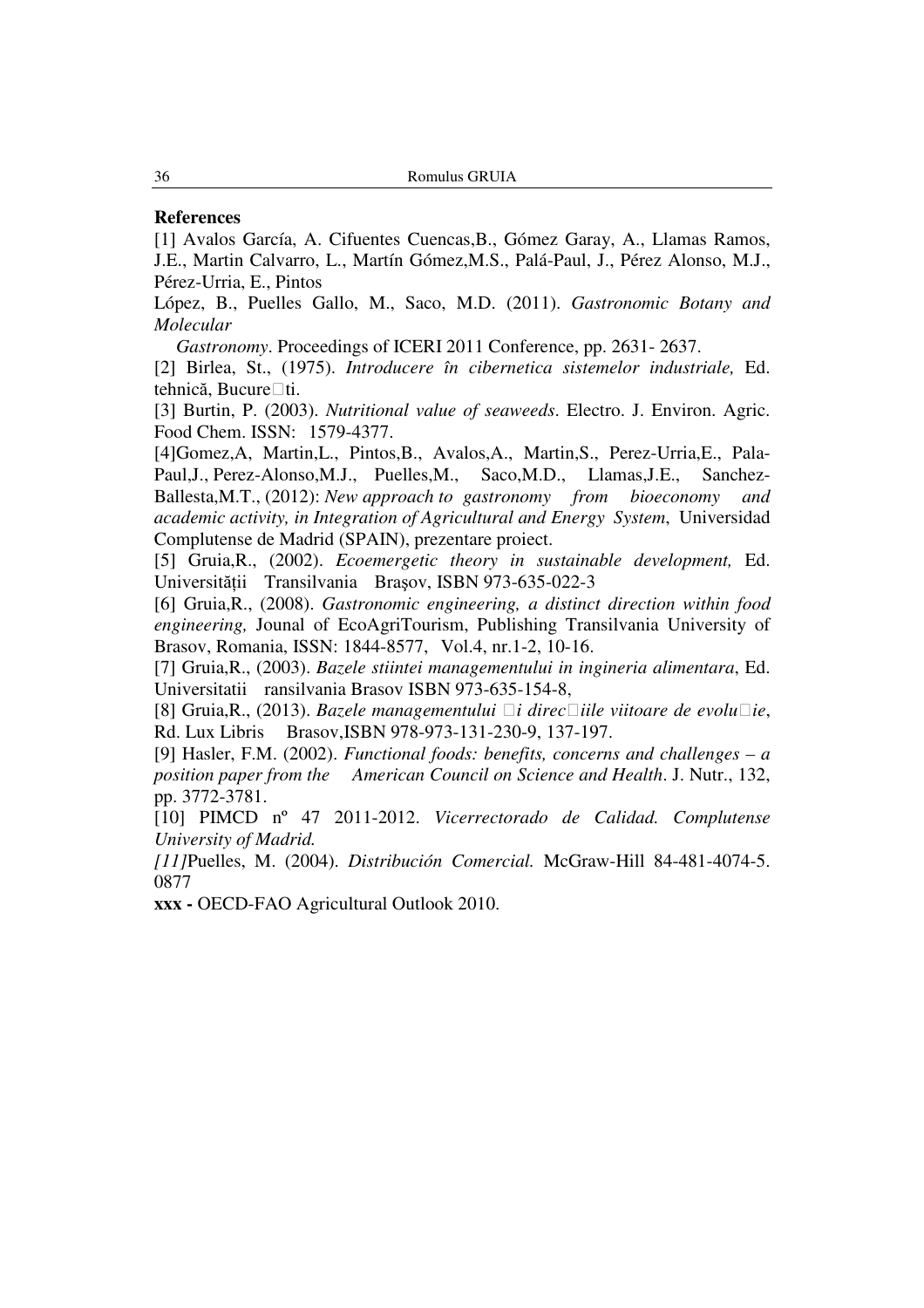**References**

[1] Avalos García, A. Cifuentes Cuencas,B., Gómez Garay, A., Llamas Ramos, J.E., Martin Calvarro, L., Martín Gómez,M.S., Palá-Paul, J., Pérez Alonso, M.J., Pérez-Urria, E., Pintos López, B., Puelles Gallo, M., Saco, M.D. (2011). *Gastronomic Botany and Molecular Gastronomy*. Proceedings of ICERI 2011 Conference, pp. 2631- 2637.

[2] Birlea, St., (1975). *Introducere în cibernetica sistemelor industriale,* Ed. tehnică, Bucure□ti.

[3] Burtin, P. (2003). *Nutritional value of seaweeds*. Electro. J. Environ. Agric. Food Chem. ISSN: 1579-4377.

[4]Gomez,A, Martin,L., Pintos,B., Avalos,A., Martin,S., Perez-Urria,E., Pala-Paul,J., Perez-Alonso,M.J., Puelles,M., Saco,M.D., Llamas,J.E., Sanchez-Ballesta,M.T., (2012): *New approach to gastronomy from bioeconomy and academic activity, in Integration of Agricultural and Energy System*, Universidad Complutense de Madrid (SPAIN), prezentare proiect.

[5] Gruia,R., (2002). *Ecoemergetic theory in sustainable development,* Ed. Universității Transilvania Brașov, ISBN 973-635-022-3

[6] Gruia,R., (2008). *Gastronomic engineering, a distinct direction within food engineering,* Jounal of EcoAgriTourism, Publishing Transilvania University of Brasov, Romania, ISSN: 1844-8577, Vol.4, nr.1-2, 10-16.

[7] Gruia,R., (2003). *Bazele stiintei managementului in ingineria alimentara*, Ed. Universitatii ransilvania Brasov ISBN 973-635-154-8,

[8] Gruia,R., (2013). *Bazele managementului □i direc□iile viitoare de evolu□ie*, Rd. Lux Libris Brasov,ISBN 978-973-131-230-9, 137-197.

[9] Hasler, F.M. (2002). *Functional foods: benefits, concerns and challenges – a position paper from the American Council on Science and Health*. J. Nutr., 132, pp. 3772-3781.

[10] PIMCD nº 47 2011-2012. *Vicerrectorado de Calidad. Complutense University of Madrid.*

*[11]*Puelles, M. (2004). *Distribución Comercial.* McGraw-Hill 84-481-4074-5. 0877

**xxx -** OECD-FAO Agricultural Outlook 2010.